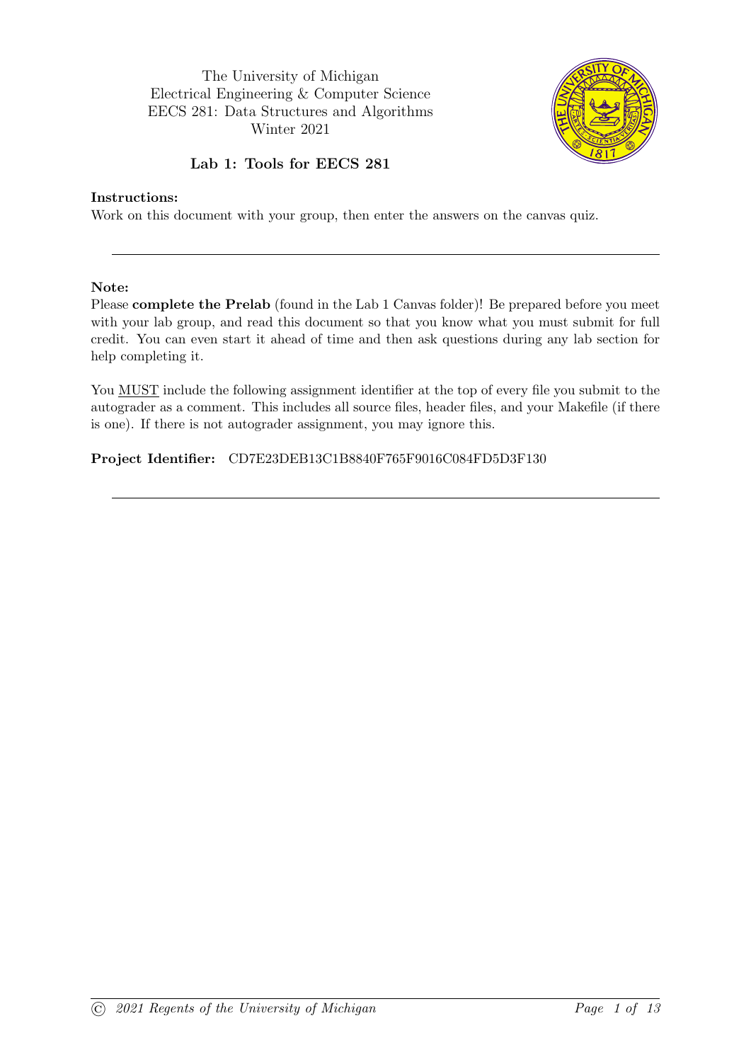The University of Michigan
Electrical Engineering & Computer Science
EECS 281: Data Structures and Algorithms
Winter 2021

# Lab 1: Tools for EECS 281

**Instructions:**
Work on this document with your group, then enter the answers on the canvas quiz.

---

**Note:**
Please **complete the Prelab** (found in the Lab 1 Canvas folder)! Be prepared before you meet with your lab group, and read this document so that you know what you must submit for full credit. You can even start it ahead of time and then ask questions during any lab section for help completing it.

You MUST include the following assignment identifier at the top of every file you submit to the autograder as a comment. This includes all source files, header files, and your Makefile (if there is one). If there is not autograder assignment, you may ignore this.

**Project Identifier:** CD7E23DEB13C1B8840F765F9016C084FD5D3F130

---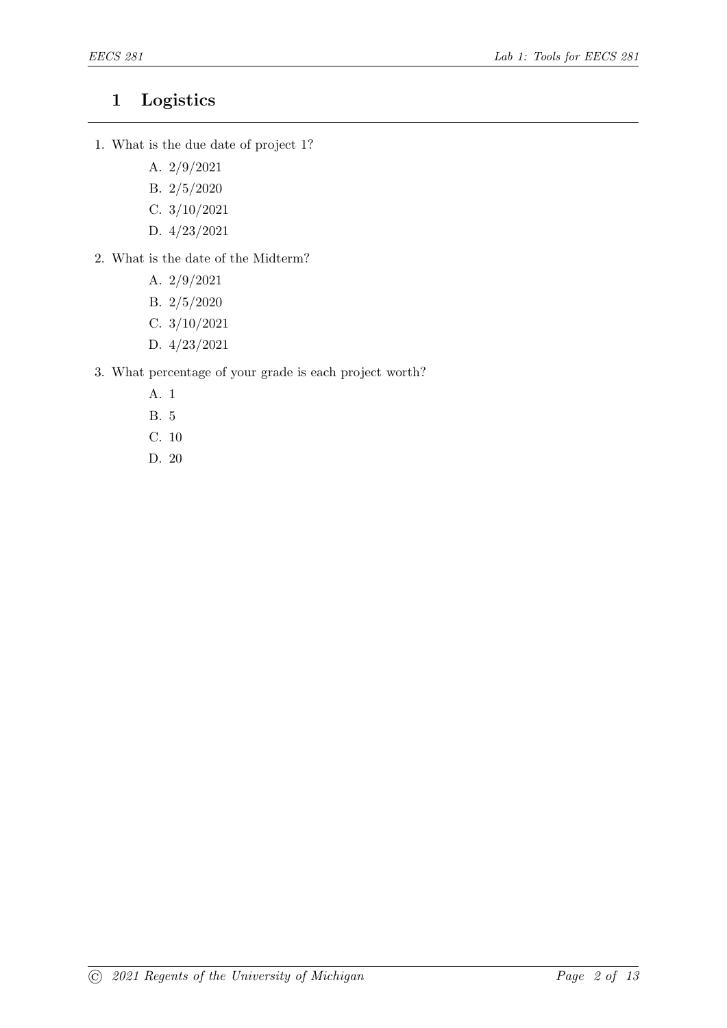# 1 Logistics

1. What is the due date of project 1?
   - A. 2/9/2021
   - B. 2/5/2020
   - C. 3/10/2021
   - D. 4/23/2021

2. What is the date of the Midterm?
   - A. 2/9/2021
   - B. 2/5/2020
   - C. 3/10/2021
   - D. 4/23/2021

3. What percentage of your grade is each project worth?
   - A. 1
   - B. 5
   - C. 10
   - D. 20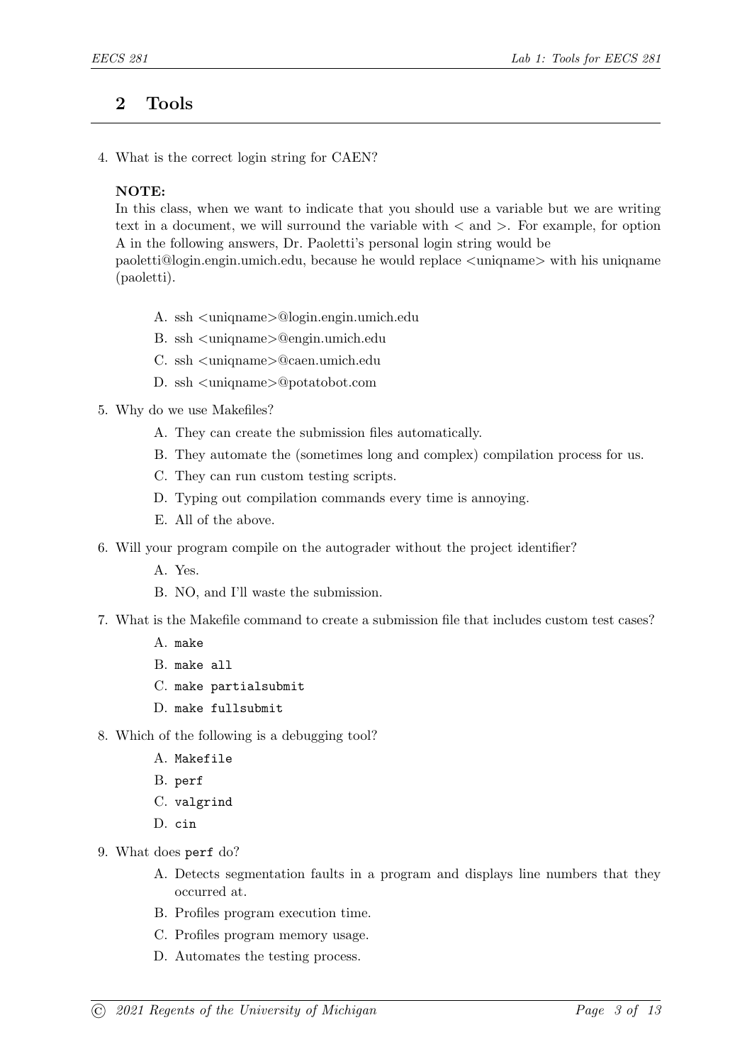## 2 Tools

4. What is the correct login string for CAEN?

   **NOTE:**
   In this class, when we want to indicate that you should use a variable but we are writing text in a document, we will surround the variable with < and >. For example, for option A in the following answers, Dr. Paoletti's personal login string would be paoletti@login.engin.umich.edu, because he would replace <uniqname> with his uniqname (paoletti).

   A. ssh <uniqname>@login.engin.umich.edu
   B. ssh <uniqname>@engin.umich.edu
   C. ssh <uniqname>@caen.umich.edu
   D. ssh <uniqname>@potatobot.com

5. Why do we use Makefiles?
   A. They can create the submission files automatically.
   B. They automate the (sometimes long and complex) compilation process for us.
   C. They can run custom testing scripts.
   D. Typing out compilation commands every time is annoying.
   E. All of the above.

6. Will your program compile on the autograder without the project identifier?
   A. Yes.
   B. NO, and I'll waste the submission.

7. What is the Makefile command to create a submission file that includes custom test cases?
   A. `make`
   B. `make all`
   C. `make partialsubmit`
   D. `make fullsubmit`

8. Which of the following is a debugging tool?
   A. `Makefile`
   B. `perf`
   C. `valgrind`
   D. `cin`

9. What does `perf` do?
   A. Detects segmentation faults in a program and displays line numbers that they occurred at.
   B. Profiles program execution time.
   C. Profiles program memory usage.
   D. Automates the testing process.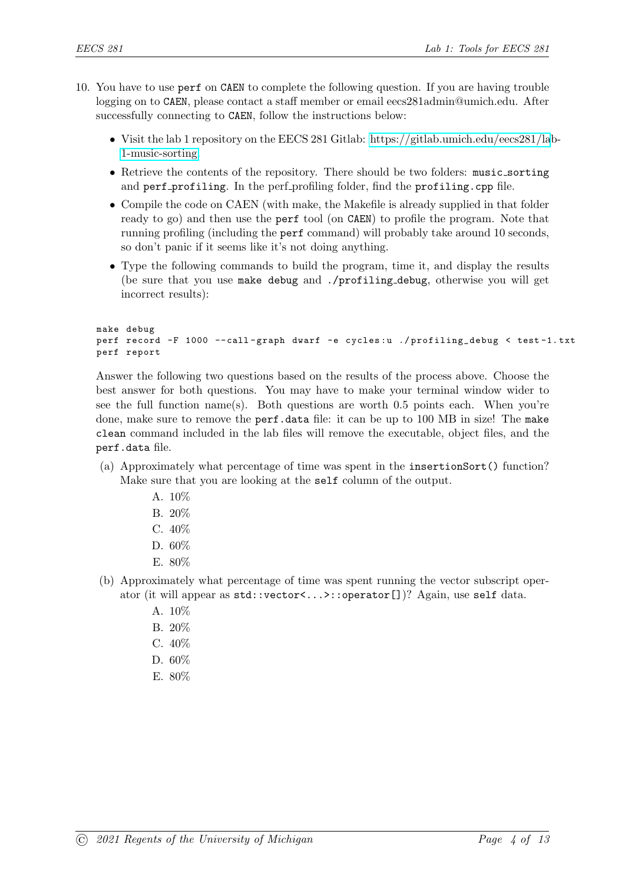10. You have to use `perf` on `CAEN` to complete the following question. If you are having trouble logging on to `CAEN`, please contact a staff member or email eecs281admin@umich.edu. After successfully connecting to `CAEN`, follow the instructions below:

    - Visit the lab 1 repository on the EECS 281 Gitlab: [https://gitlab.umich.edu/eecs281/lab-1-music-sorting](https://gitlab.umich.edu/eecs281/lab-1-music-sorting).
    - Retrieve the contents of the repository. There should be two folders: `music_sorting` and `perf_profiling`. In the perf_profiling folder, find the `profiling.cpp` file.
    - Compile the code on CAEN (with make, the Makefile is already supplied in that folder ready to go) and then use the `perf` tool (on `CAEN`) to profile the program. Note that running profiling (including the `perf` command) will probably take around 10 seconds, so don't panic if it seems like it's not doing anything.
    - Type the following commands to build the program, time it, and display the results (be sure that you use `make debug` and `./profiling_debug`, otherwise you will get incorrect results):

```
make debug
perf record -F 1000 --call-graph dwarf -e cycles:u ./profiling_debug < test-1.txt
perf report
```

    Answer the following two questions based on the results of the process above. Choose the best answer for both questions. You may have to make your terminal window wider to see the full function name(s). Both questions are worth 0.5 points each. When you're done, make sure to remove the `perf.data` file: it can be up to 100 MB in size! The `make clean` command included in the lab files will remove the executable, object files, and the `perf.data` file.

    (a) Approximately what percentage of time was spent in the `insertionSort()` function? Make sure that you are looking at the `self` column of the output.

        A. 10%
        B. 20%
        C. 40%
        D. 60%
        E. 80%

    (b) Approximately what percentage of time was spent running the vector subscript operator (it will appear as `std::vector<...>::operator[]`)? Again, use `self` data.

        A. 10%
        B. 20%
        C. 40%
        D. 60%
        E. 80%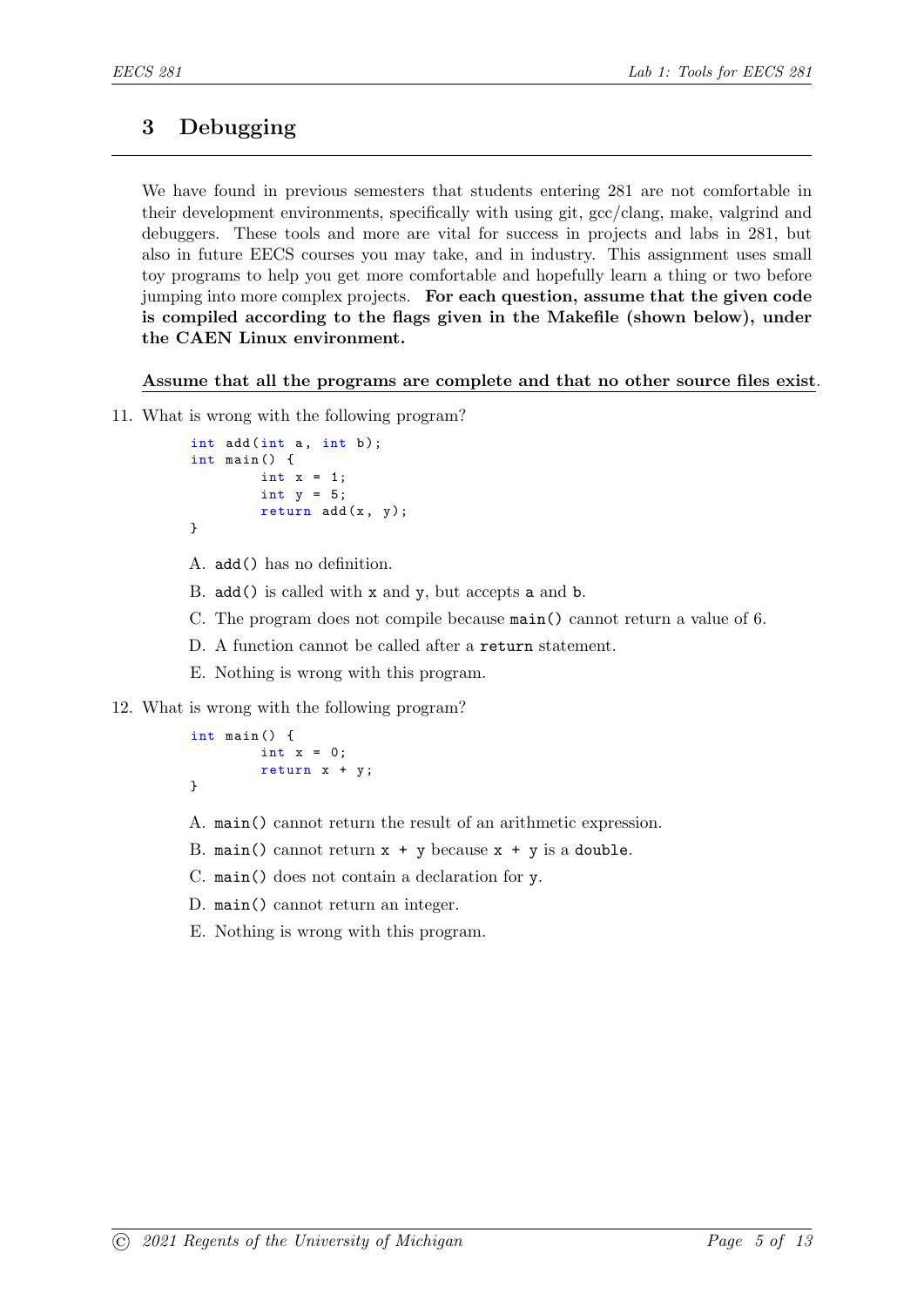## 3 Debugging

We have found in previous semesters that students entering 281 are not comfortable in their development environments, specifically with using git, gcc/clang, make, valgrind and debuggers. These tools and more are vital for success in projects and labs in 281, but also in future EECS courses you may take, and in industry. This assignment uses small toy programs to help you get more comfortable and hopefully learn a thing or two before jumping into more complex projects. **For each question, assume that the given code is compiled according to the flags given in the Makefile (shown below), under the CAEN Linux environment.**

**Assume that all the programs are complete and that no other source files exist**.

11. What is wrong with the following program?

```
int add(int a, int b);
int main() {
        int x = 1;
        int y = 5;
        return add(x, y);
}
```

   A. `add()` has no definition.

   B. `add()` is called with `x` and `y`, but accepts `a` and `b`.

   C. The program does not compile because `main()` cannot return a value of 6.

   D. A function cannot be called after a `return` statement.

   E. Nothing is wrong with this program.

12. What is wrong with the following program?

```
int main() {
        int x = 0;
        return x + y;
}
```

   A. `main()` cannot return the result of an arithmetic expression.

   B. `main()` cannot return `x + y` because `x + y` is a `double`.

   C. `main()` does not contain a declaration for `y`.

   D. `main()` cannot return an integer.

   E. Nothing is wrong with this program.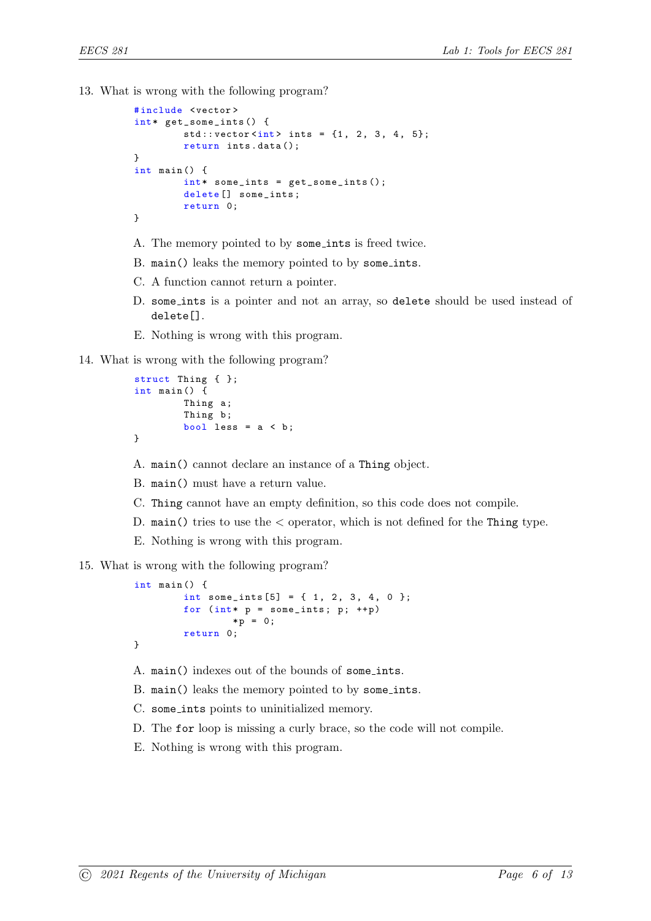13. What is wrong with the following program?

```
#include <vector>
int* get_some_ints() {
        std::vector<int> ints = {1, 2, 3, 4, 5};
        return ints.data();
}
int main() {
        int* some_ints = get_some_ints();
        delete[] some_ints;
        return 0;
}
```

   A. The memory pointed to by `some_ints` is freed twice.

   B. `main()` leaks the memory pointed to by `some_ints`.

   C. A function cannot return a pointer.

   D. `some_ints` is a pointer and not an array, so `delete` should be used instead of `delete[]`.

   E. Nothing is wrong with this program.

14. What is wrong with the following program?

```
struct Thing { };
int main() {
        Thing a;
        Thing b;
        bool less = a < b;
}
```

   A. `main()` cannot declare an instance of a `Thing` object.

   B. `main()` must have a return value.

   C. `Thing` cannot have an empty definition, so this code does not compile.

   D. `main()` tries to use the < operator, which is not defined for the `Thing` type.

   E. Nothing is wrong with this program.

15. What is wrong with the following program?

```
int main() {
        int some_ints[5] = { 1, 2, 3, 4, 0 };
        for (int* p = some_ints; p; ++p)
                *p = 0;
        return 0;
}
```

   A. `main()` indexes out of the bounds of `some_ints`.

   B. `main()` leaks the memory pointed to by `some_ints`.

   C. `some_ints` points to uninitialized memory.

   D. The `for` loop is missing a curly brace, so the code will not compile.

   E. Nothing is wrong with this program.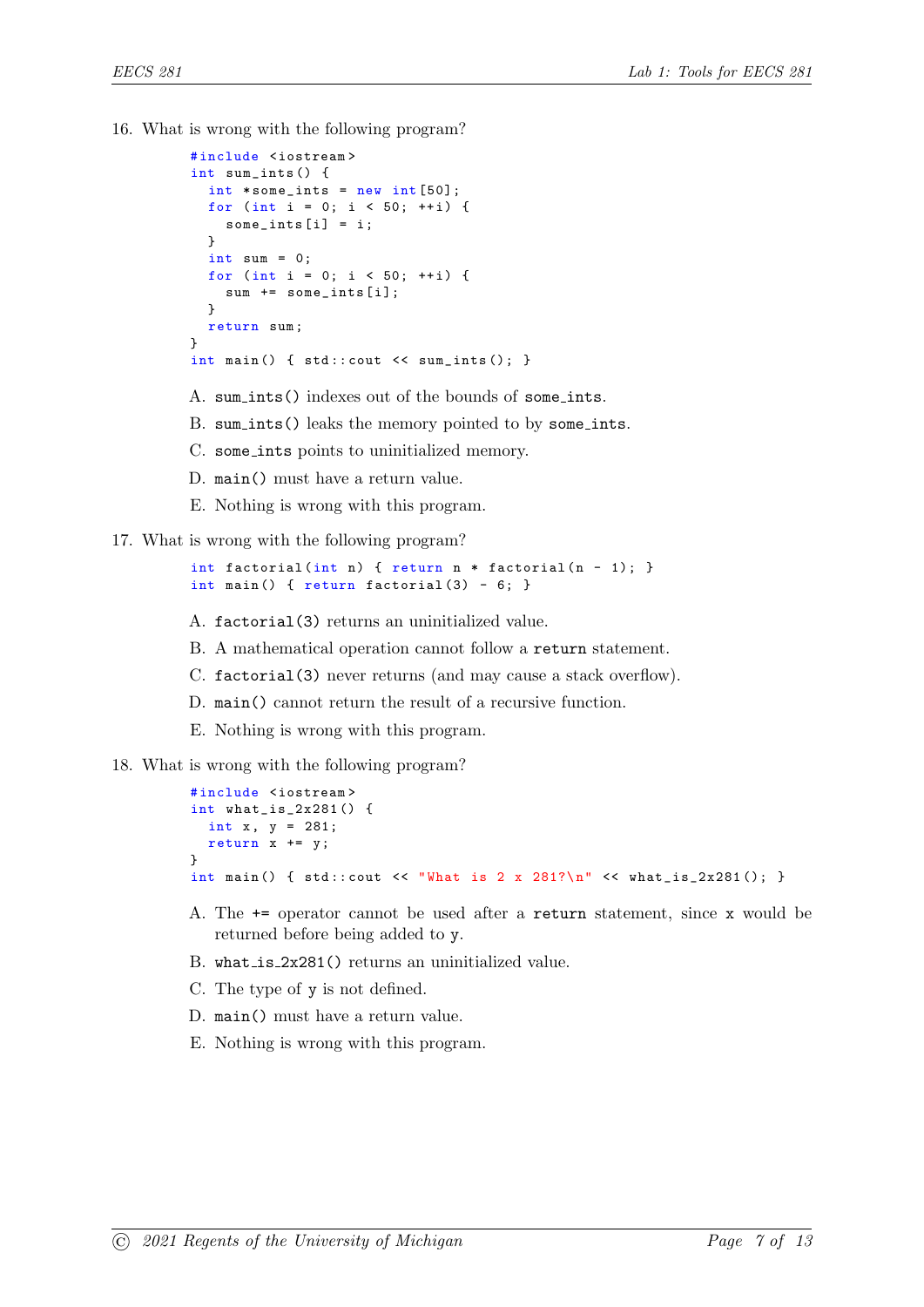16. What is wrong with the following program?

```cpp
#include <iostream>
int sum_ints() {
  int *some_ints = new int[50];
  for (int i = 0; i < 50; ++i) {
    some_ints[i] = i;
  }
  int sum = 0;
  for (int i = 0; i < 50; ++i) {
    sum += some_ints[i];
  }
  return sum;
}
int main() { std::cout << sum_ints(); }
```

   A. `sum_ints()` indexes out of the bounds of `some_ints`.

   B. `sum_ints()` leaks the memory pointed to by `some_ints`.

   C. `some_ints` points to uninitialized memory.

   D. `main()` must have a return value.

   E. Nothing is wrong with this program.

17. What is wrong with the following program?

```cpp
int factorial(int n) { return n * factorial(n - 1); }
int main() { return factorial(3) - 6; }
```

   A. `factorial(3)` returns an uninitialized value.

   B. A mathematical operation cannot follow a `return` statement.

   C. `factorial(3)` never returns (and may cause a stack overflow).

   D. `main()` cannot return the result of a recursive function.

   E. Nothing is wrong with this program.

18. What is wrong with the following program?

```cpp
#include <iostream>
int what_is_2x281() {
  int x, y = 281;
  return x += y;
}
int main() { std::cout << "What is 2 x 281?\n" << what_is_2x281(); }
```

   A. The `+=` operator cannot be used after a `return` statement, since `x` would be returned before being added to `y`.

   B. `what_is_2x281()` returns an uninitialized value.

   C. The type of `y` is not defined.

   D. `main()` must have a return value.

   E. Nothing is wrong with this program.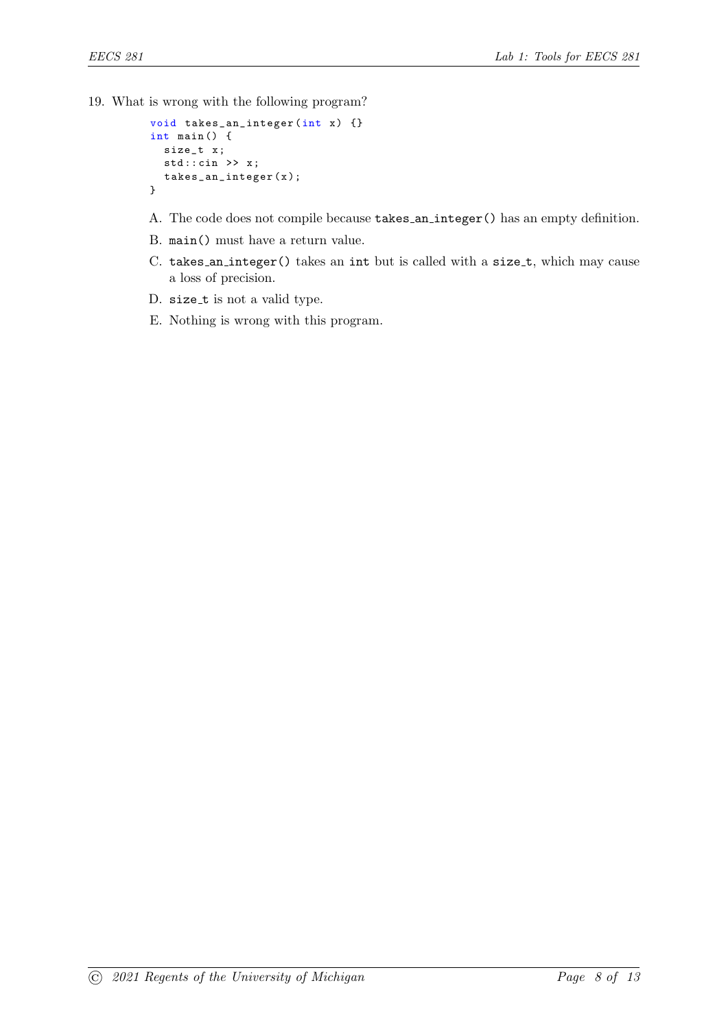19. What is wrong with the following program?

```
void takes_an_integer(int x) {}
int main() {
  size_t x;
  std::cin >> x;
  takes_an_integer(x);
}
```

A. The code does not compile because `takes_an_integer()` has an empty definition.

B. `main()` must have a return value.

C. `takes_an_integer()` takes an `int` but is called with a `size_t`, which may cause a loss of precision.

D. `size_t` is not a valid type.

E. Nothing is wrong with this program.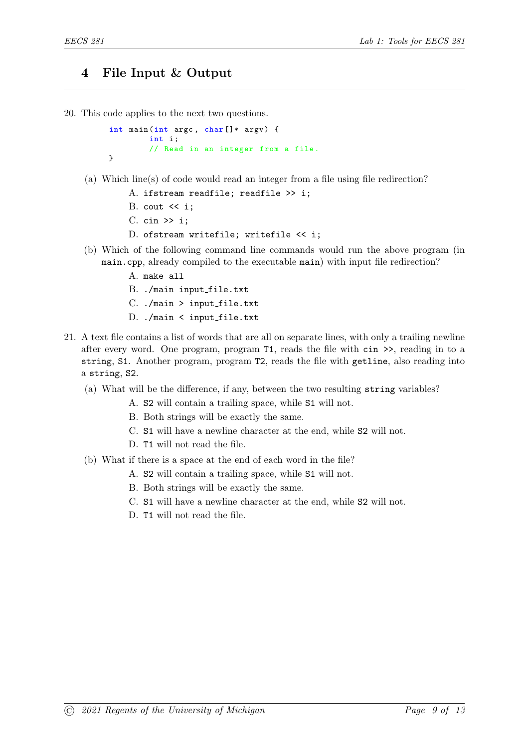## 4 File Input & Output

20. This code applies to the next two questions.

```
int main(int argc, char[]* argv) {
        int i;
        // Read in an integer from a file.
}
```

   (a) Which line(s) of code would read an integer from a file using file redirection?

      A. `ifstream readfile; readfile >> i;`
      B. `cout << i;`
      C. `cin >> i;`
      D. `ofstream writefile; writefile << i;`

   (b) Which of the following command line commands would run the above program (in `main.cpp`, already compiled to the executable `main`) with input file redirection?

      A. `make all`
      B. `./main input_file.txt`
      C. `./main > input_file.txt`
      D. `./main < input_file.txt`

21. A text file contains a list of words that are all on separate lines, with only a trailing newline after every word. One program, program `T1`, reads the file with `cin >>`, reading in to a `string`, `S1`. Another program, program `T2`, reads the file with `getline`, also reading into a `string`, `S2`.

   (a) What will be the difference, if any, between the two resulting `string` variables?

      A. `S2` will contain a trailing space, while `S1` will not.
      B. Both strings will be exactly the same.
      C. `S1` will have a newline character at the end, while `S2` will not.
      D. `T1` will not read the file.

   (b) What if there is a space at the end of each word in the file?

      A. `S2` will contain a trailing space, while `S1` will not.
      B. Both strings will be exactly the same.
      C. `S1` will have a newline character at the end, while `S2` will not.
      D. `T1` will not read the file.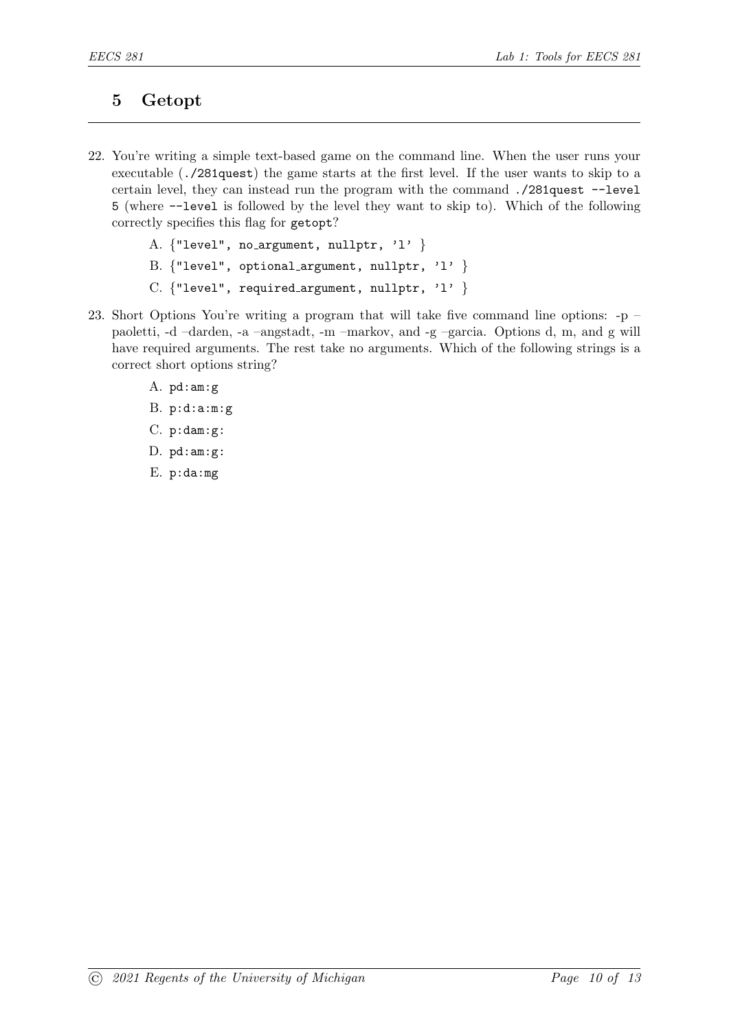## 5 Getopt

22. You're writing a simple text-based game on the command line. When the user runs your executable (`./281quest`) the game starts at the first level. If the user wants to skip to a certain level, they can instead run the program with the command `./281quest --level 5` (where `--level` is followed by the level they want to skip to). Which of the following correctly specifies this flag for `getopt`?

    A. `{"level", no_argument, nullptr, 'l' }`

    B. `{"level", optional_argument, nullptr, 'l' }`

    C. `{"level", required_argument, nullptr, 'l' }`

23. Short Options You're writing a program that will take five command line options: -p –paoletti, -d –darden, -a –angstadt, -m –markov, and -g –garcia. Options d, m, and g will have required arguments. The rest take no arguments. Which of the following strings is a correct short options string?

    A. `pd:am:g`

    B. `p:d:a:m:g`

    C. `p:dam:g:`

    D. `pd:am:g:`

    E. `p:da:mg`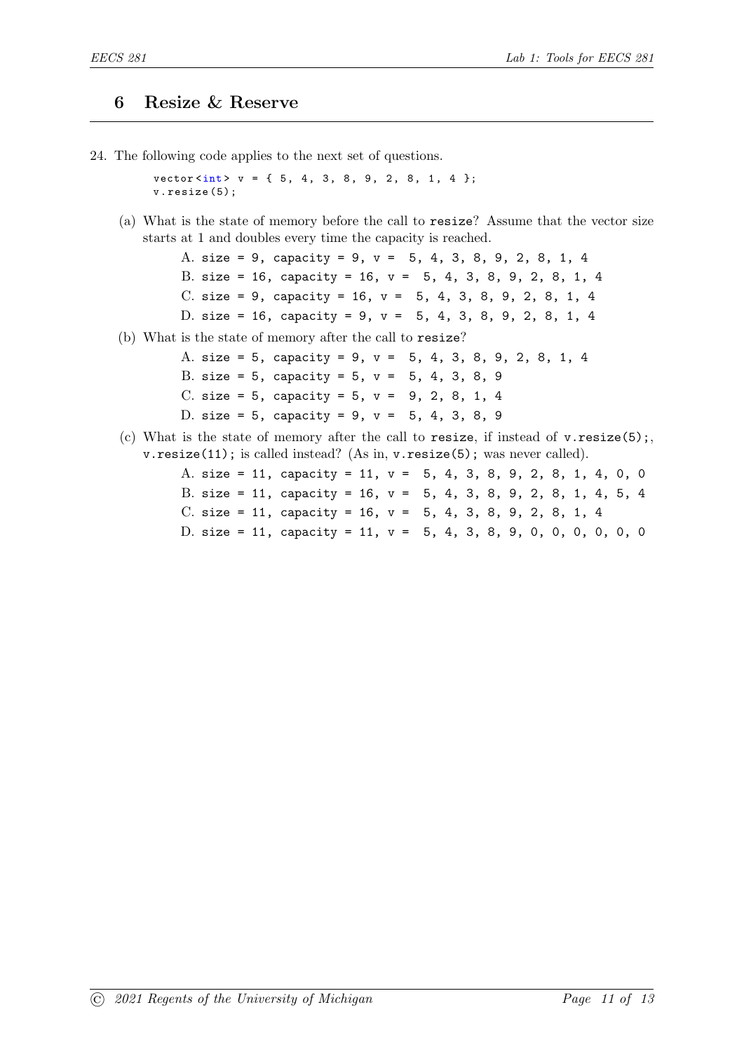## 6 Resize & Reserve

24. The following code applies to the next set of questions.

```
vector<int> v = { 5, 4, 3, 8, 9, 2, 8, 1, 4 };
v.resize(5);
```

(a) What is the state of memory before the call to `resize`? Assume that the vector size starts at 1 and doubles every time the capacity is reached.

A. `size = 9, capacity = 9, v = 5, 4, 3, 8, 9, 2, 8, 1, 4`
B. `size = 16, capacity = 16, v = 5, 4, 3, 8, 9, 2, 8, 1, 4`
C. `size = 9, capacity = 16, v = 5, 4, 3, 8, 9, 2, 8, 1, 4`
D. `size = 16, capacity = 9, v = 5, 4, 3, 8, 9, 2, 8, 1, 4`

(b) What is the state of memory after the call to `resize`?

A. `size = 5, capacity = 9, v = 5, 4, 3, 8, 9, 2, 8, 1, 4`
B. `size = 5, capacity = 5, v = 5, 4, 3, 8, 9`
C. `size = 5, capacity = 5, v = 9, 2, 8, 1, 4`
D. `size = 5, capacity = 9, v = 5, 4, 3, 8, 9`

(c) What is the state of memory after the call to `resize`, if instead of `v.resize(5);`, `v.resize(11);` is called instead? (As in, `v.resize(5);` was never called).

A. `size = 11, capacity = 11, v = 5, 4, 3, 8, 9, 2, 8, 1, 4, 0, 0`
B. `size = 11, capacity = 16, v = 5, 4, 3, 8, 9, 2, 8, 1, 4, 5, 4`
C. `size = 11, capacity = 16, v = 5, 4, 3, 8, 9, 2, 8, 1, 4`
D. `size = 11, capacity = 11, v = 5, 4, 3, 8, 9, 0, 0, 0, 0, 0, 0`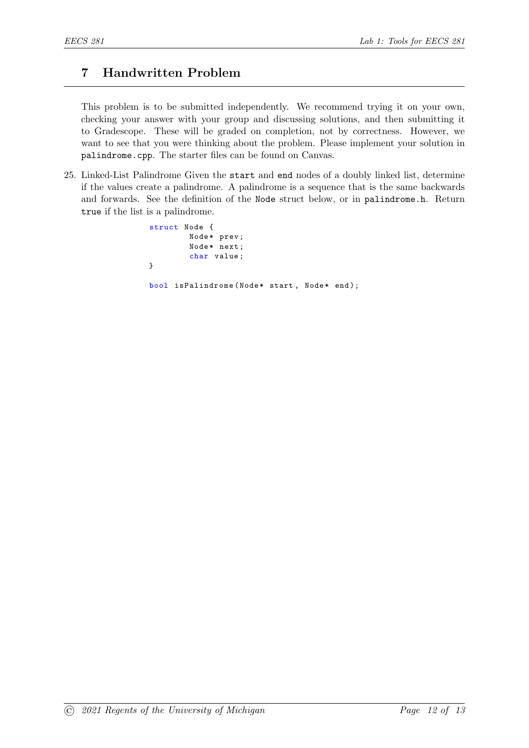## 7 Handwritten Problem

This problem is to be submitted independently. We recommend trying it on your own, checking your answer with your group and discussing solutions, and then submitting it to Gradescope. These will be graded on completion, not by correctness. However, we want to see that you were thinking about the problem. Please implement your solution in `palindrome.cpp`. The starter files can be found on Canvas.

25. Linked-List Palindrome Given the `start` and `end` nodes of a doubly linked list, determine if the values create a palindrome. A palindrome is a sequence that is the same backwards and forwards. See the definition of the `Node` struct below, or in `palindrome.h`. Return `true` if the list is a palindrome.

```
struct Node {
        Node* prev;
        Node* next;
        char value;
}

bool isPalindrome(Node* start, Node* end);
```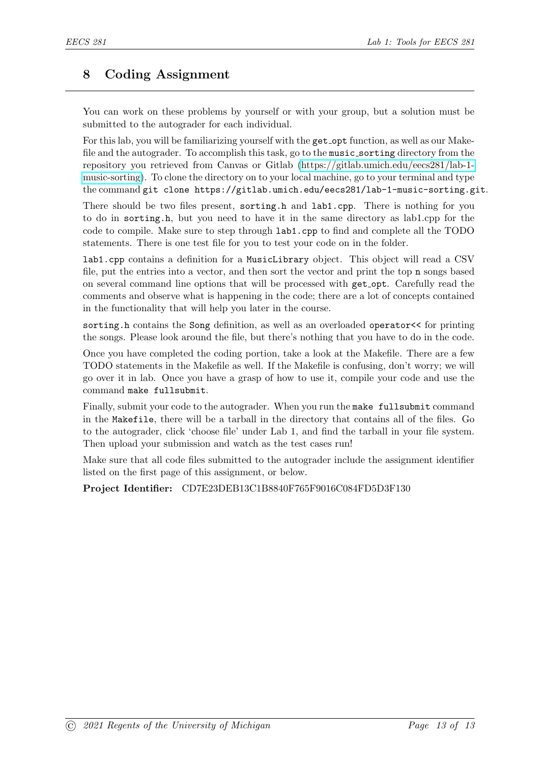## 8 Coding Assignment

You can work on these problems by yourself or with your group, but a solution must be submitted to the autograder for each individual.

For this lab, you will be familiarizing yourself with the `get_opt` function, as well as our Makefile and the autograder. To accomplish this task, go to the `music_sorting` directory from the repository you retrieved from Canvas or Gitlab (https://gitlab.umich.edu/eecs281/lab-1-music-sorting). To clone the directory on to your local machine, go to your terminal and type the command `git clone https://gitlab.umich.edu/eecs281/lab-1-music-sorting.git`.

There should be two files present, `sorting.h` and `lab1.cpp`. There is nothing for you to do in `sorting.h`, but you need to have it in the same directory as lab1.cpp for the code to compile. Make sure to step through `lab1.cpp` to find and complete all the TODO statements. There is one test file for you to test your code on in the folder.

`lab1.cpp` contains a definition for a `MusicLibrary` object. This object will read a CSV file, put the entries into a vector, and then sort the vector and print the top `n` songs based on several command line options that will be processed with `get_opt`. Carefully read the comments and observe what is happening in the code; there are a lot of concepts contained in the functionality that will help you later in the course.

`sorting.h` contains the `Song` definition, as well as an overloaded `operator<<` for printing the songs. Please look around the file, but there's nothing that you have to do in the code.

Once you have completed the coding portion, take a look at the Makefile. There are a few TODO statements in the Makefile as well. If the Makefile is confusing, don't worry; we will go over it in lab. Once you have a grasp of how to use it, compile your code and use the command `make fullsubmit`.

Finally, submit your code to the autograder. When you run the `make fullsubmit` command in the `Makefile`, there will be a tarball in the directory that contains all of the files. Go to the autograder, click 'choose file' under Lab 1, and find the tarball in your file system. Then upload your submission and watch as the test cases run!

Make sure that all code files submitted to the autograder include the assignment identifier listed on the first page of this assignment, or below.

**Project Identifier:** CD7E23DEB13C1B8840F765F9016C084FD5D3F130